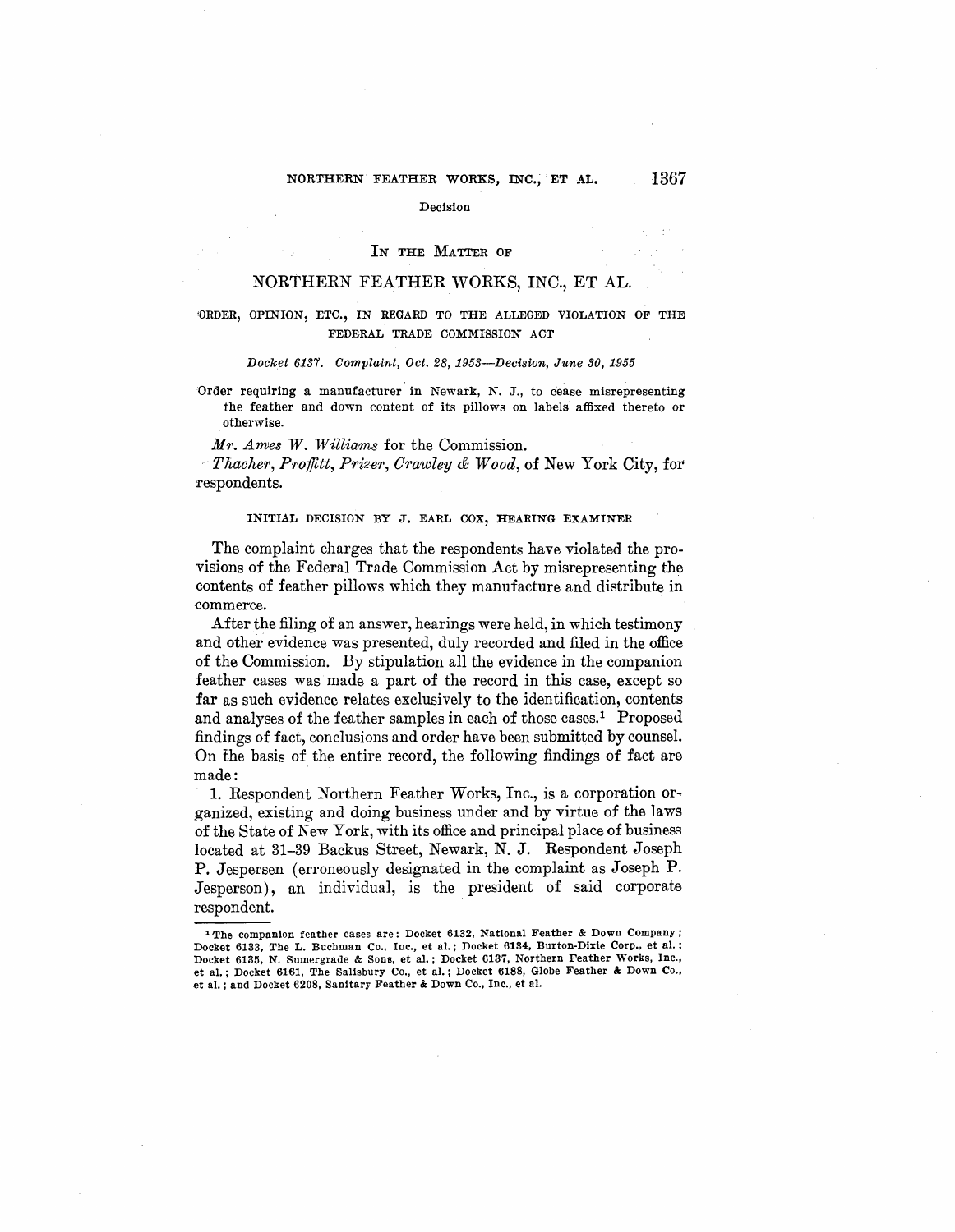Decision

# IN THE MATTER OF

# NORTHERN FEATHER WORKS, INC., ET AL.

ORDER, OPINION, ETC., IN REGARD TO THE ALLEGED VIOLATION OF THE FEDERAL TRADE COMMISSION ACT

*Docket 6137. Complaint, Oct. 28, 1953—Decision, June 30, 1955*

Order requiring a manufacturer in Newark, N. J., to cease misrepresenting the feather and down content of its pillows on labels affixed thereto or otherwise.

*Mr. Ames W. Williams* for the Commission.

*Thacher, Proffitt, Prizer, Crawley & Wood*, of New York City, for respondents.

## INITIAL DECISION BY J. EARL COX, HEARING EXAMINER

The complaint charges that the respondents have violated the provisions of the Federal Trade Commission Act by misrepresenting the contents of feather pillows which they manufacture and distribute in commerce.

After the filing of an answer, hearings were held, in which testimony and other evidence was presented, duly recorded and filed in the office of the Commission. By stipulation all the evidence in the companion feather cases was made a part of the record in this case, except so far as such evidence relates exclusively to the identification, contents and analyses of the feather samples in each of those cases.[1] Proposed findings of fact, conclusions and order have been submitted by counsel. On the basis of the entire record, the following findings of fact are made:

1. Respondent Northern Feather Works, Inc., is a corporation organized, existing and doing business under and by virtue of the laws of the State of New York, with its office and principal place of business located at 31–39 Backus Street, Newark, N. J. Respondent Joseph P. Jespersen (erroneously designated in the complaint as Joseph P. Jesperson), an individual, is the president of said corporate respondent.

---

[1] The companion feather cases are: Docket 6132, National Feather & Down Company; Docket 6133, The L. Buchman Co., Inc., et al.; Docket 6134, Burton-Dixie Corp., et al.; Docket 6135, N. Sumergrade & Sons, et al.; Docket 6137, Northern Feather Works, Inc., et al.; Docket 6161, The Salisbury Co., et al.; Docket 6188, Globe Feather & Down Co., et al.; and Docket 6208, Sanitary Feather & Down Co., Inc., et al.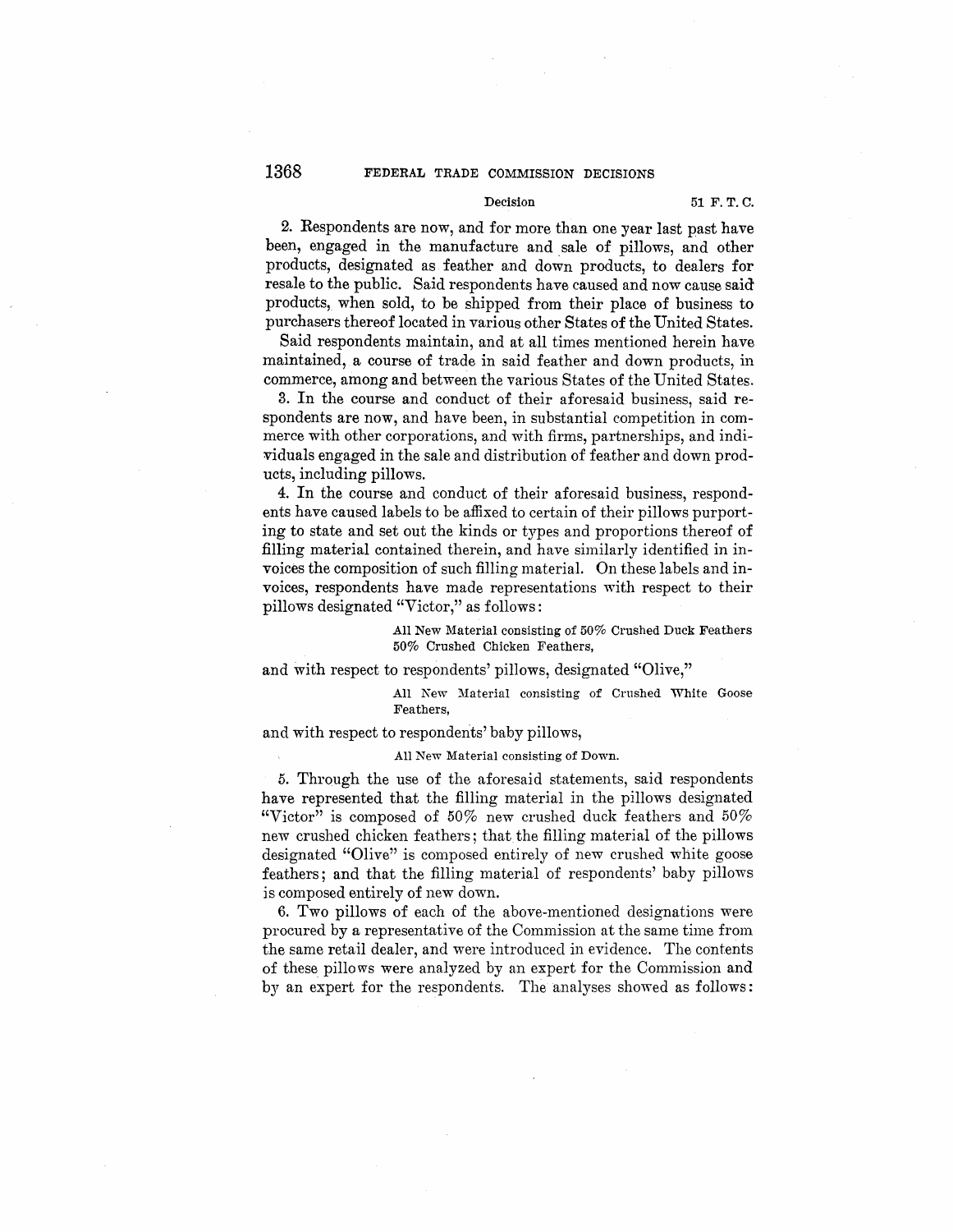2. Respondents are now, and for more than one year last past have been, engaged in the manufacture and sale of pillows, and other products, designated as feather and down products, to dealers for resale to the public. Said respondents have caused and now cause said products, when sold, to be shipped from their place of business to purchasers thereof located in various other States of the United States.

Said respondents maintain, and at all times mentioned herein have maintained, a course of trade in said feather and down products, in commerce, among and between the various States of the United States.

3. In the course and conduct of their aforesaid business, said respondents are now, and have been, in substantial competition in commerce with other corporations, and with firms, partnerships, and individuals engaged in the sale and distribution of feather and down products, including pillows.

4. In the course and conduct of their aforesaid business, respondents have caused labels to be affixed to certain of their pillows purporting to state and set out the kinds or types and proportions thereof of filling material contained therein, and have similarly identified in invoices the composition of such filling material. On these labels and invoices, respondents have made representations with respect to their pillows designated "Victor," as follows:

> All New Material consisting of 50% Crushed Duck Feathers 50% Crushed Chicken Feathers,

and with respect to respondents' pillows, designated "Olive,"

> All New Material consisting of Crushed White Goose Feathers,

and with respect to respondents' baby pillows,

> All New Material consisting of Down.

5. Through the use of the aforesaid statements, said respondents have represented that the filling material in the pillows designated "Victor" is composed of 50% new crushed duck feathers and 50% new crushed chicken feathers; that the filling material of the pillows designated "Olive" is composed entirely of new crushed white goose feathers; and that the filling material of respondents' baby pillows is composed entirely of new down.

6. Two pillows of each of the above-mentioned designations were procured by a representative of the Commission at the same time from the same retail dealer, and were introduced in evidence. The contents of these pillows were analyzed by an expert for the Commission and by an expert for the respondents. The analyses showed as follows: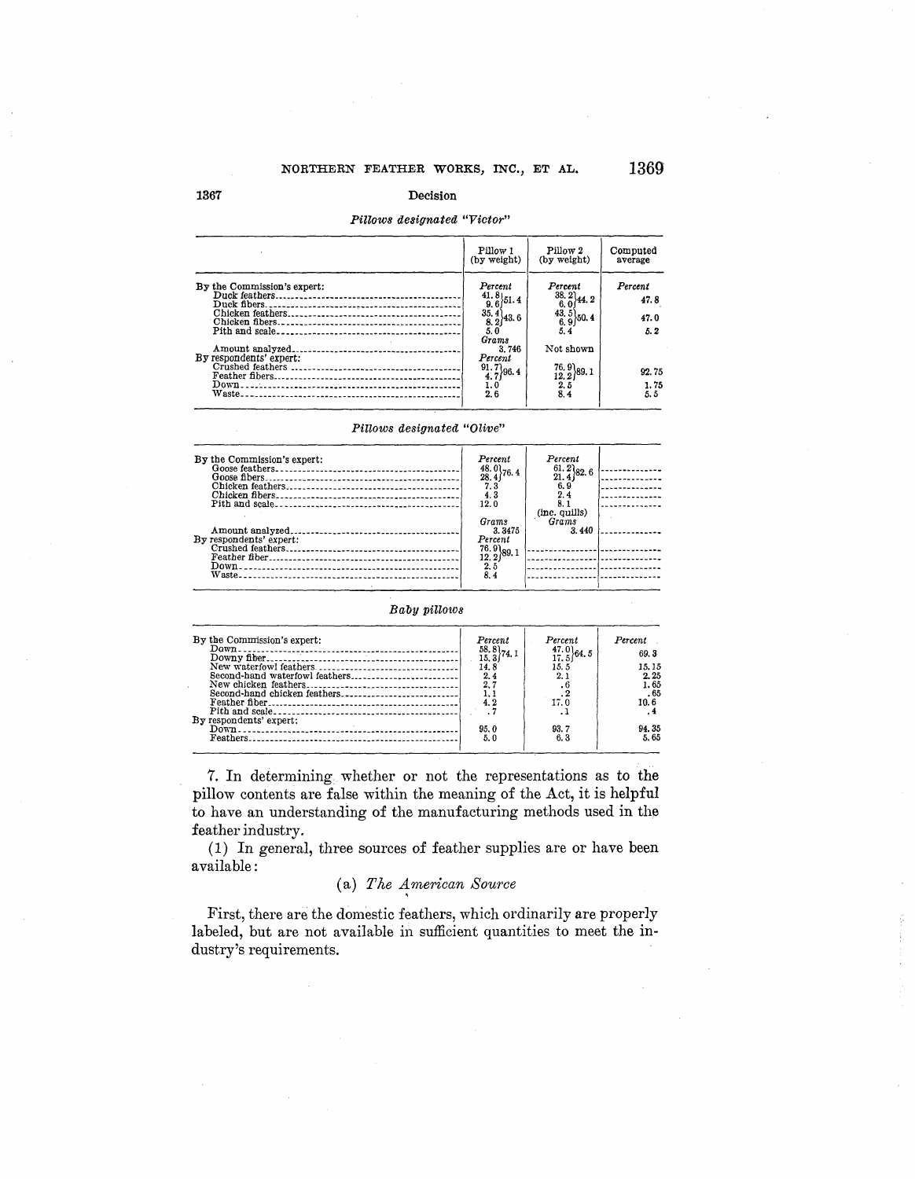Decision

*Pillows designated "Victor"*

| | Pillow 1 (by weight) | Pillow 2 (by weight) | Computed average |
|---|---|---|---|
| By the Commission's expert: | *Percent* | *Percent* | *Percent* |
| Duck feathers | 41.8 } 51.4 | 38.2 } 44.2 | 47.8 |
| Duck fibers | 9.6 | 6.0 | |
| Chicken feathers | 35.4 } 43.6 | 43.5 } 50.4 | 47.0 |
| Chicken fibers | 8.2 | 6.9 | |
| Pith and scale | 5.0 | 5.4 | 5.2 |
| | *Grams* | | |
| Amount analyzed | 3.746 | Not shown | |
| By respondents' expert: | *Percent* | | |
| Crushed feathers | 91.7 } 96.4 | 76.9 } 89.1 | 92.75 |
| Feather fibers | 4.7 | 12.2 | |
| Down | 1.0 | 2.5 | 1.75 |
| Waste | 2.6 | 8.4 | 5.5 |

*Pillows designated "Olive"*

| | Pillow 1 | Pillow 2 | |
|---|---|---|---|
| By the Commission's expert: | *Percent* | *Percent* | |
| Goose feathers | 48.0 } 76.4 | 61.2 } 82.6 | |
| Goose fibers | 28.4 | 21.4 | |
| Chicken feathers | 7.3 | 6.9 | |
| Chicken fibers | 4.3 | 2.4 | |
| Pith and scale | 12.0 | 8.1 (inc. quills) | |
| | *Grams* | *Grams* | |
| Amount analyzed | 3.3475 | 3.440 | |
| By respondents' expert: | *Percent* | | |
| Crushed feathers | 76.9 } 89.1 | | |
| Feather fiber | 12.2 | | |
| Down | 2.5 | | |
| Waste | 8.4 | | |

*Baby pillows*

| | Pillow 1 | Pillow 2 | Average |
|---|---|---|---|
| By the Commission's expert: | *Percent* | *Percent* | *Percent* |
| Down | 58.8 } 74.1 | 47.0 } 64.5 | 69.3 |
| Downy fiber | 15.3 | 17.5 | |
| New waterfowl feathers | 14.8 | 15.5 | 15.15 |
| Second-hand waterfowl feathers | 2.4 | 2.1 | 2.25 |
| New chicken feathers | 2.7 | .6 | 1.65 |
| Second-hand chicken feathers | 1.1 | .2 | .65 |
| Feather fiber | 4.2 | 17.0 | 10.6 |
| Pith and scale | .7 | .1 | .4 |
| By respondents' expert: | | | |
| Down | 95.0 | 93.7 | 94.35 |
| Feathers | 5.0 | 6.3 | 5.65 |

7. In determining whether or not the representations as to the pillow contents are false within the meaning of the Act, it is helpful to have an understanding of the manufacturing methods used in the feather industry.

(1) In general, three sources of feather supplies are or have been available:

(a) *The American Source*

First, there are the domestic feathers, which ordinarily are properly labeled, but are not available in sufficient quantities to meet the industry's requirements.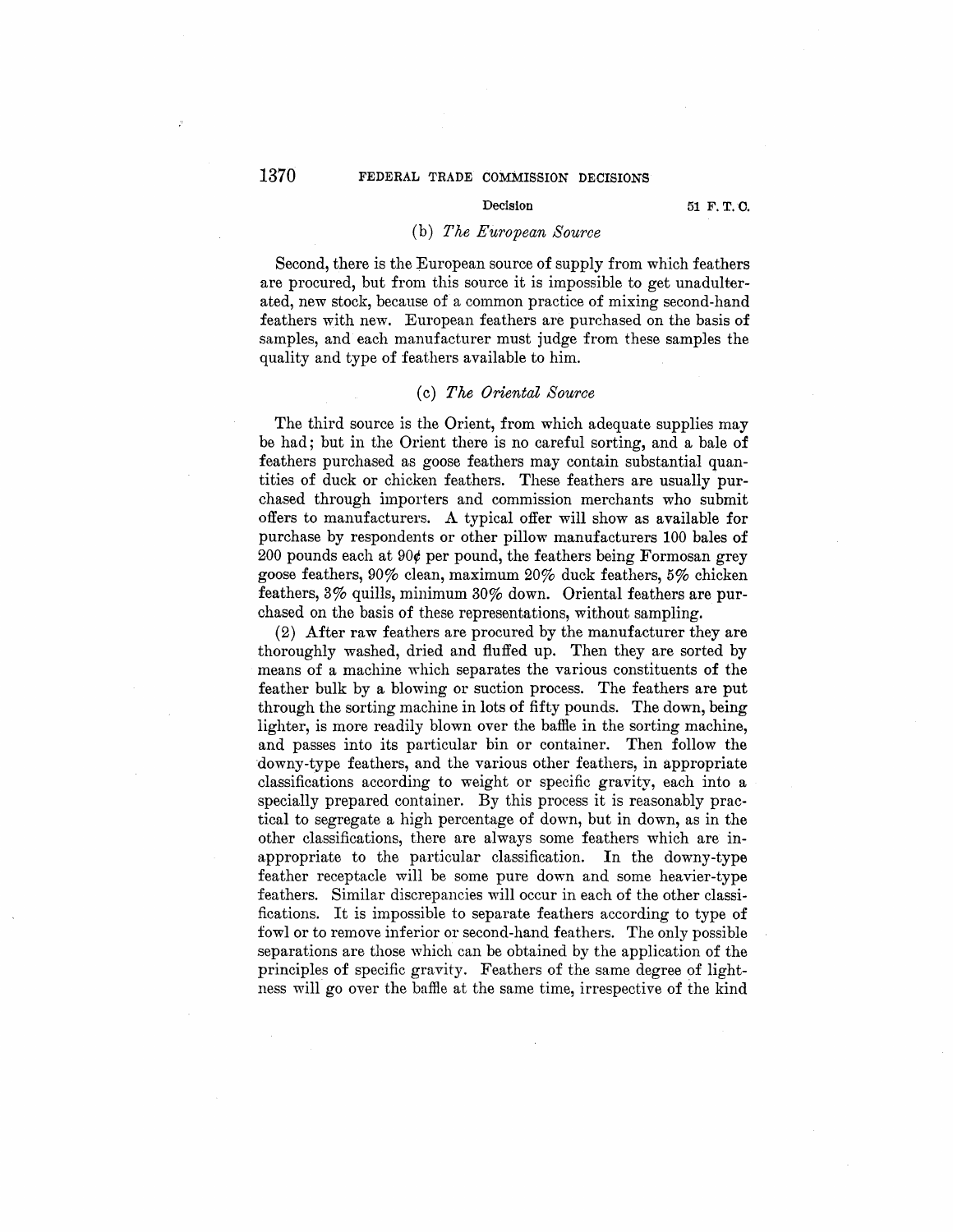### (b) *The European Source*

Second, there is the European source of supply from which feathers are procured, but from this source it is impossible to get unadulterated, new stock, because of a common practice of mixing second-hand feathers with new. European feathers are purchased on the basis of samples, and each manufacturer must judge from these samples the quality and type of feathers available to him.

### (c) *The Oriental Source*

The third source is the Orient, from which adequate supplies may be had; but in the Orient there is no careful sorting, and a bale of feathers purchased as goose feathers may contain substantial quantities of duck or chicken feathers. These feathers are usually purchased through importers and commission merchants who submit offers to manufacturers. A typical offer will show as available for purchase by respondents or other pillow manufacturers 100 bales of 200 pounds each at 90¢ per pound, the feathers being Formosan grey goose feathers, 90% clean, maximum 20% duck feathers, 5% chicken feathers, 3% quills, minimum 30% down. Oriental feathers are purchased on the basis of these representations, without sampling.

(2) After raw feathers are procured by the manufacturer they are thoroughly washed, dried and fluffed up. Then they are sorted by means of a machine which separates the various constituents of the feather bulk by a blowing or suction process. The feathers are put through the sorting machine in lots of fifty pounds. The down, being lighter, is more readily blown over the baffle in the sorting machine, and passes into its particular bin or container. Then follow the downy-type feathers, and the various other feathers, in appropriate classifications according to weight or specific gravity, each into a specially prepared container. By this process it is reasonably practical to segregate a high percentage of down, but in down, as in the other classifications, there are always some feathers which are inappropriate to the particular classification. In the downy-type feather receptacle will be some pure down and some heavier-type feathers. Similar discrepancies will occur in each of the other classifications. It is impossible to separate feathers according to type of fowl or to remove inferior or second-hand feathers. The only possible separations are those which can be obtained by the application of the principles of specific gravity. Feathers of the same degree of lightness will go over the baffle at the same time, irrespective of the kind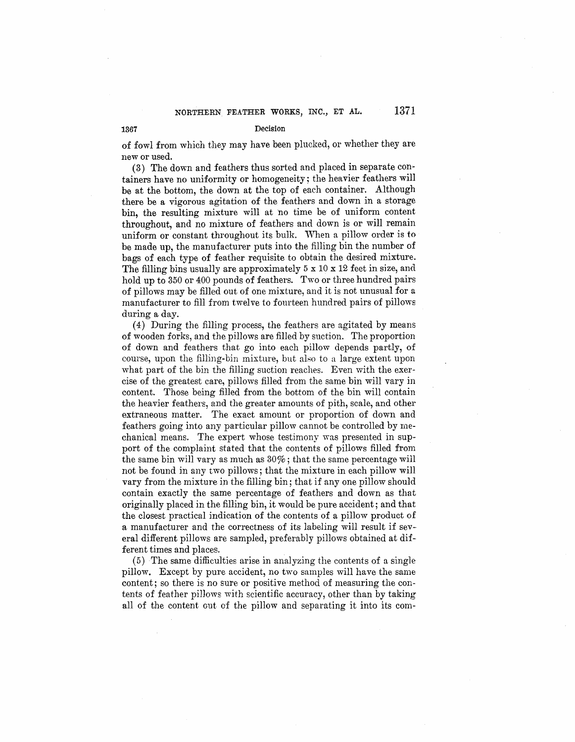of fowl from which they may have been plucked, or whether they are new or used.

(3) The down and feathers thus sorted and placed in separate containers have no uniformity or homogeneity; the heavier feathers will be at the bottom, the down at the top of each container. Although there be a vigorous agitation of the feathers and down in a storage bin, the resulting mixture will at no time be of uniform content throughout, and no mixture of feathers and down is or will remain uniform or constant throughout its bulk. When a pillow order is to be made up, the manufacturer puts into the filling bin the number of bags of each type of feather requisite to obtain the desired mixture. The filling bins usually are approximately 5 x 10 x 12 feet in size, and hold up to 350 or 400 pounds of feathers. Two or three hundred pairs of pillows may be filled out of one mixture, and it is not unusual for a manufacturer to fill from twelve to fourteen hundred pairs of pillows during a day.

(4) During the filling process, the feathers are agitated by means of wooden forks, and the pillows are filled by suction. The proportion of down and feathers that go into each pillow depends partly, of course, upon the filling-bin mixture, but also to a large extent upon what part of the bin the filling suction reaches. Even with the exercise of the greatest care, pillows filled from the same bin will vary in content. Those being filled from the bottom of the bin will contain the heavier feathers, and the greater amounts of pith, scale, and other extraneous matter. The exact amount or proportion of down and feathers going into any particular pillow cannot be controlled by mechanical means. The expert whose testimony was presented in support of the complaint stated that the contents of pillows filled from the same bin will vary as much as 30%; that the same percentage will not be found in any two pillows; that the mixture in each pillow will vary from the mixture in the filling bin; that if any one pillow should contain exactly the same percentage of feathers and down as that originally placed in the filling bin, it would be pure accident; and that the closest practical indication of the contents of a pillow product of a manufacturer and the correctness of its labeling will result if several different pillows are sampled, preferably pillows obtained at different times and places.

(5) The same difficulties arise in analyzing the contents of a single pillow. Except by pure accident, no two samples will have the same content; so there is no sure or positive method of measuring the contents of feather pillows with scientific accuracy, other than by taking all of the content out of the pillow and separating it into its com-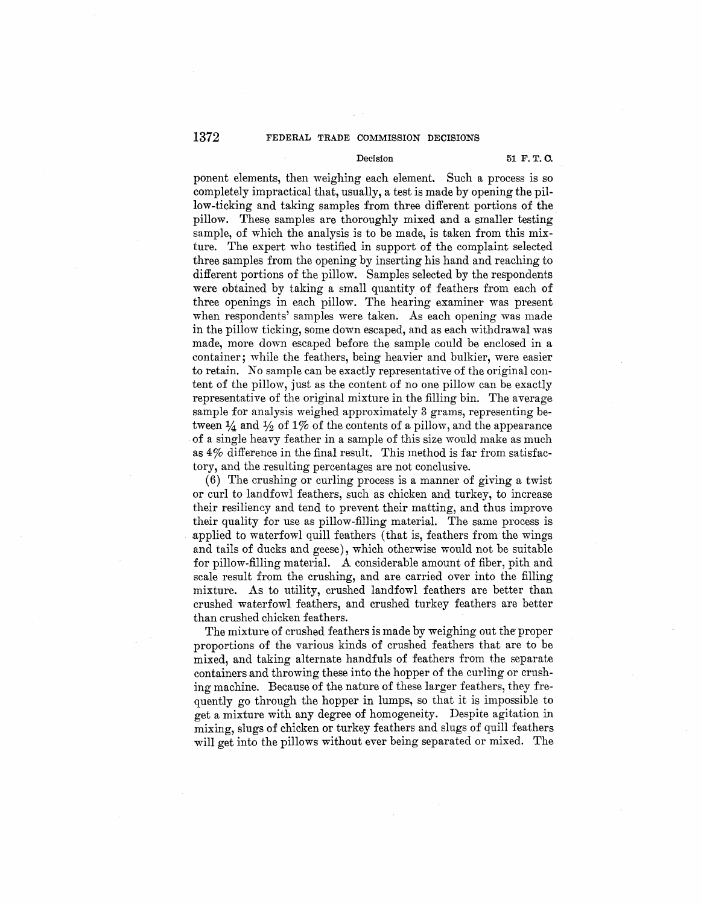ponent elements, then weighing each element. Such a process is so completely impractical that, usually, a test is made by opening the pillow-ticking and taking samples from three different portions of the pillow. These samples are thoroughly mixed and a smaller testing sample, of which the analysis is to be made, is taken from this mixture. The expert who testified in support of the complaint selected three samples from the opening by inserting his hand and reaching to different portions of the pillow. Samples selected by the respondents were obtained by taking a small quantity of feathers from each of three openings in each pillow. The hearing examiner was present when respondents' samples were taken. As each opening was made in the pillow ticking, some down escaped, and as each withdrawal was made, more down escaped before the sample could be enclosed in a container; while the feathers, being heavier and bulkier, were easier to retain. No sample can be exactly representative of the original content of the pillow, just as the content of no one pillow can be exactly representative of the original mixture in the filling bin. The average sample for analysis weighed approximately 3 grams, representing between ¼ and ½ of 1% of the contents of a pillow, and the appearance of a single heavy feather in a sample of this size would make as much as 4% difference in the final result. This method is far from satisfactory, and the resulting percentages are not conclusive.

(6) The crushing or curling process is a manner of giving a twist or curl to landfowl feathers, such as chicken and turkey, to increase their resiliency and tend to prevent their matting, and thus improve their quality for use as pillow-filling material. The same process is applied to waterfowl quill feathers (that is, feathers from the wings and tails of ducks and geese), which otherwise would not be suitable for pillow-filling material. A considerable amount of fiber, pith and scale result from the crushing, and are carried over into the filling mixture. As to utility, crushed landfowl feathers are better than crushed waterfowl feathers, and crushed turkey feathers are better than crushed chicken feathers.

The mixture of crushed feathers is made by weighing out the proper proportions of the various kinds of crushed feathers that are to be mixed, and taking alternate handfuls of feathers from the separate containers and throwing these into the hopper of the curling or crushing machine. Because of the nature of these larger feathers, they frequently go through the hopper in lumps, so that it is impossible to get a mixture with any degree of homogeneity. Despite agitation in mixing, slugs of chicken or turkey feathers and slugs of quill feathers will get into the pillows without ever being separated or mixed. The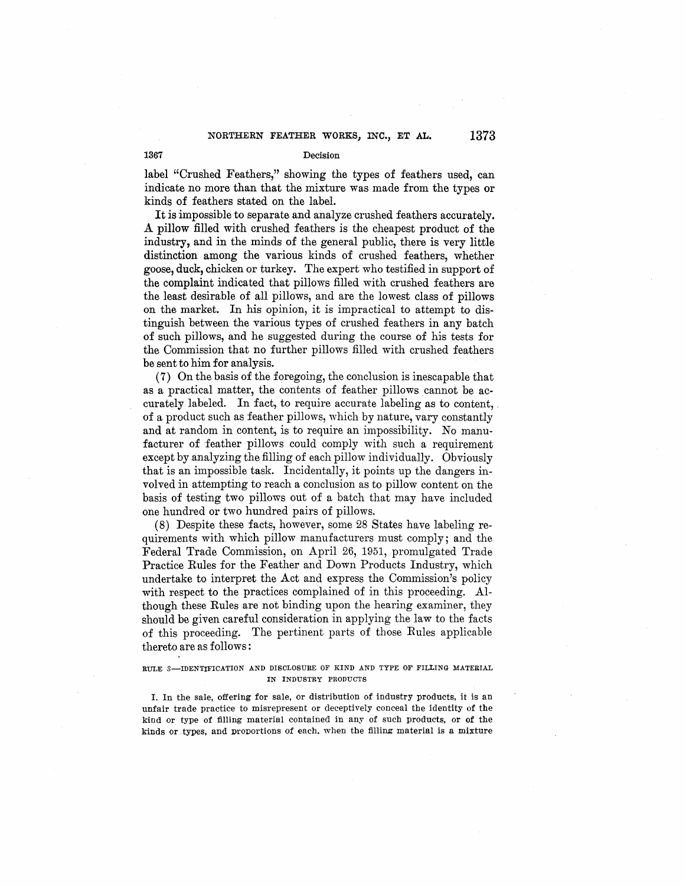label "Crushed Feathers," showing the types of feathers used, can indicate no more than that the mixture was made from the types or kinds of feathers stated on the label.

It is impossible to separate and analyze crushed feathers accurately. A pillow filled with crushed feathers is the cheapest product of the industry, and in the minds of the general public, there is very little distinction among the various kinds of crushed feathers, whether goose, duck, chicken or turkey. The expert who testified in support of the complaint indicated that pillows filled with crushed feathers are the least desirable of all pillows, and are the lowest class of pillows on the market. In his opinion, it is impractical to attempt to distinguish between the various types of crushed feathers in any batch of such pillows, and he suggested during the course of his tests for the Commission that no further pillows filled with crushed feathers be sent to him for analysis.

(7) On the basis of the foregoing, the conclusion is inescapable that as a practical matter, the contents of feather pillows cannot be accurately labeled. In fact, to require accurate labeling as to content, of a product such as feather pillows, which by nature, vary constantly and at random in content, is to require an impossibility. No manufacturer of feather pillows could comply with such a requirement except by analyzing the filling of each pillow individually. Obviously that is an impossible task. Incidentally, it points up the dangers involved in attempting to reach a conclusion as to pillow content on the basis of testing two pillows out of a batch that may have included one hundred or two hundred pairs of pillows.

(8) Despite these facts, however, some 28 States have labeling requirements with which pillow manufacturers must comply; and the Federal Trade Commission, on April 26, 1951, promulgated Trade Practice Rules for the Feather and Down Products Industry, which undertake to interpret the Act and express the Commission's policy with respect to the practices complained of in this proceeding. Although these Rules are not binding upon the hearing examiner, they should be given careful consideration in applying the law to the facts of this proceeding. The pertinent parts of those Rules applicable thereto are as follows:

RULE 3—IDENTIFICATION AND DISCLOSURE OF KIND AND TYPE OF FILLING MATERIAL IN INDUSTRY PRODUCTS

I. In the sale, offering for sale, or distribution of industry products, it is an unfair trade practice to misrepresent or deceptively conceal the identity of the kind or type of filling material contained in any of such products, or of the kinds or types, and proportions of each, when the filling material is a mixture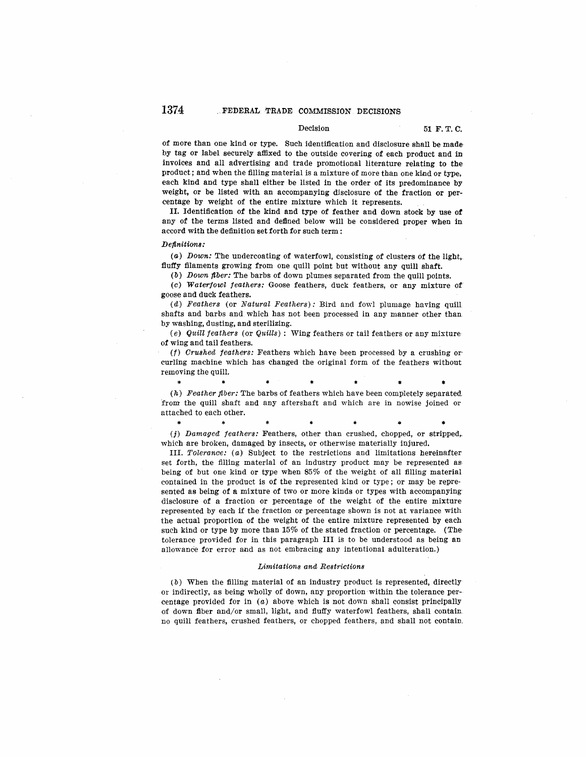of more than one kind or type. Such identification and disclosure shall be made by tag or label securely affixed to the outside covering of each product and in invoices and all advertising and trade promotional literature relating to the product; and when the filling material is a mixture of more than one kind or type, each kind and type shall either be listed in the order of its predominance by weight, or be listed with an accompanying disclosure of the fraction or percentage by weight of the entire mixture which it represents.

II. Identification of the kind and type of feather and down stock by use of any of the terms listed and defined below will be considered proper when in accord with the definition set forth for such term:

*Definitions:*

(*a*) *Down:* The undercoating of waterfowl, consisting of clusters of the light, fluffy filaments growing from one quill point but without any quill shaft.

(*b*) *Down fiber:* The barbs of down plumes separated from the quill points.

(*c*) *Waterfowl feathers:* Goose feathers, duck feathers, or any mixture of goose and duck feathers.

(*d*) *Feathers* (or *Natural Feathers*): Bird and fowl plumage having quill shafts and barbs and which has not been processed in any manner other than by washing, dusting, and sterilizing.

(*e*) *Quill feathers* (or *Quills*): Wing feathers or tail feathers or any mixture of wing and tail feathers.

(*f*) *Crushed feathers:* Feathers which have been processed by a crushing or curling machine which has changed the original form of the feathers without removing the quill.

\* \* \* \* \* \* \*

(*h*) *Feather fiber:* The barbs of feathers which have been completely separated from the quill shaft and any aftershaft and which are in nowise joined or attached to each other.

\* \* \* \* \* \* \*

(*j*) *Damaged feathers:* Feathers, other than crushed, chopped, or stripped, which are broken, damaged by insects, or otherwise materially injured.

III. *Tolerance:* (*a*) Subject to the restrictions and limitations hereinafter set forth, the filling material of an industry product may be represented as being of but one kind or type when 85% of the weight of all filling material contained in the product is of the represented kind or type; or may be represented as being of a mixture of two or more kinds or types with accompanying disclosure of a fraction or percentage of the weight of the entire mixture represented by each if the fraction or percentage shown is not at variance with the actual proportion of the weight of the entire mixture represented by each such kind or type by more than 15% of the stated fraction or percentage. (The tolerance provided for in this paragraph III is to be understood as being an allowance for error and as not embracing any intentional adulteration.)

*Limitations and Restrictions*

(*b*) When the filling material of an industry product is represented, directly or indirectly, as being wholly of down, any proportion within the tolerance percentage provided for in (*a*) above which is not down shall consist principally of down fiber and/or small, light, and fluffy waterfowl feathers, shall contain no quill feathers, crushed feathers, or chopped feathers, and shall not contain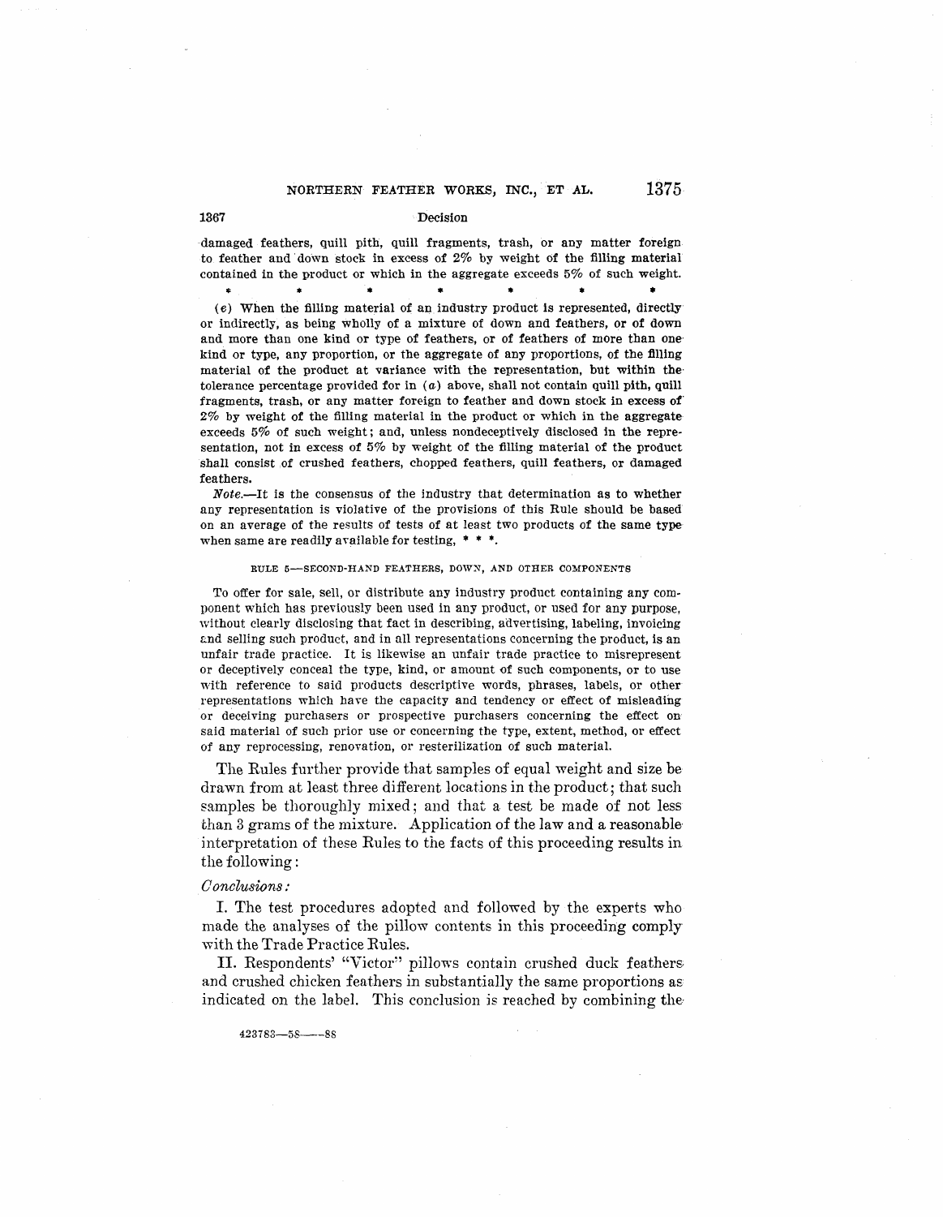damaged feathers, quill pith, quill fragments, trash, or any matter foreign to feather and down stock in excess of 2% by weight of the filling material contained in the product or which in the aggregate exceeds 5% of such weight.

\*            \*            \*            \*            \*            \*            \*

(e) When the filling material of an industry product is represented, directly or indirectly, as being wholly of a mixture of down and feathers, or of down and more than one kind or type of feathers, or of feathers of more than one kind or type, any proportion, or the aggregate of any proportions, of the filling material of the product at variance with the representation, but within the tolerance percentage provided for in (a) above, shall not contain quill pith, quill fragments, trash, or any matter foreign to feather and down stock in excess of 2% by weight of the filling material in the product or which in the aggregate exceeds 5% of such weight; and, unless nondeceptively disclosed in the representation, not in excess of 5% by weight of the filling material of the product shall consist of crushed feathers, chopped feathers, quill feathers, or damaged feathers.

*Note.*—It is the consensus of the industry that determination as to whether any representation is violative of the provisions of this Rule should be based on an average of the results of tests of at least two products of the same type when same are readily available for testing, \* \* \*.

RULE 5—SECOND-HAND FEATHERS, DOWN, AND OTHER COMPONENTS

To offer for sale, sell, or distribute any industry product containing any component which has previously been used in any product, or used for any purpose, without clearly disclosing that fact in describing, advertising, labeling, invoicing and selling such product, and in all representations concerning the product, is an unfair trade practice. It is likewise an unfair trade practice to misrepresent or deceptively conceal the type, kind, or amount of such components, or to use with reference to said products descriptive words, phrases, labels, or other representations which have the capacity and tendency or effect of misleading or deceiving purchasers or prospective purchasers concerning the effect on said material of such prior use or concerning the type, extent, method, or effect of any reprocessing, renovation, or resterilization of such material.

The Rules further provide that samples of equal weight and size be drawn from at least three different locations in the product; that such samples be thoroughly mixed; and that a test be made of not less than 3 grams of the mixture. Application of the law and a reasonable interpretation of these Rules to the facts of this proceeding results in the following:

*Conclusions:*

I. The test procedures adopted and followed by the experts who made the analyses of the pillow contents in this proceeding comply with the Trade Practice Rules.

II. Respondents' "Victor" pillows contain crushed duck feathers and crushed chicken feathers in substantially the same proportions as indicated on the label. This conclusion is reached by combining the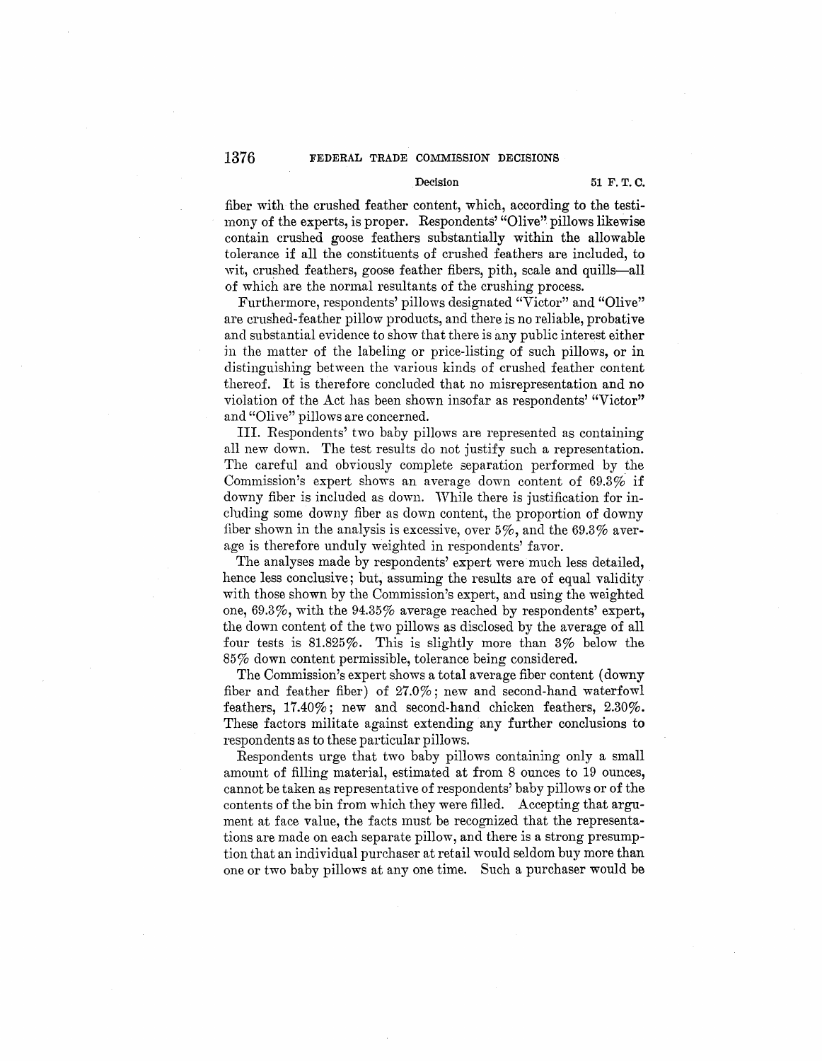fiber with the crushed feather content, which, according to the testimony of the experts, is proper. Respondents' "Olive" pillows likewise contain crushed goose feathers substantially within the allowable tolerance if all the constituents of crushed feathers are included, to wit, crushed feathers, goose feather fibers, pith, scale and quills—all of which are the normal resultants of the crushing process.

Furthermore, respondents' pillows designated "Victor" and "Olive" are crushed-feather pillow products, and there is no reliable, probative and substantial evidence to show that there is any public interest either in the matter of the labeling or price-listing of such pillows, or in distinguishing between the various kinds of crushed feather content thereof. It is therefore concluded that no misrepresentation and no violation of the Act has been shown insofar as respondents' "Victor" and "Olive" pillows are concerned.

III. Respondents' two baby pillows are represented as containing all new down. The test results do not justify such a representation. The careful and obviously complete separation performed by the Commission's expert shows an average down content of 69.3% if downy fiber is included as down. While there is justification for including some downy fiber as down content, the proportion of downy fiber shown in the analysis is excessive, over 5%, and the 69.3% average is therefore unduly weighted in respondents' favor.

The analyses made by respondents' expert were much less detailed, hence less conclusive; but, assuming the results are of equal validity with those shown by the Commission's expert, and using the weighted one, 69.3%, with the 94.35% average reached by respondents' expert, the down content of the two pillows as disclosed by the average of all four tests is 81.825%. This is slightly more than 3% below the 85% down content permissible, tolerance being considered.

The Commission's expert shows a total average fiber content (downy fiber and feather fiber) of 27.0%; new and second-hand waterfowl feathers, 17.40%; new and second-hand chicken feathers, 2.30%. These factors militate against extending any further conclusions to respondents as to these particular pillows.

Respondents urge that two baby pillows containing only a small amount of filling material, estimated at from 8 ounces to 19 ounces, cannot be taken as representative of respondents' baby pillows or of the contents of the bin from which they were filled. Accepting that argument at face value, the facts must be recognized that the representations are made on each separate pillow, and there is a strong presumption that an individual purchaser at retail would seldom buy more than one or two baby pillows at any one time. Such a purchaser would be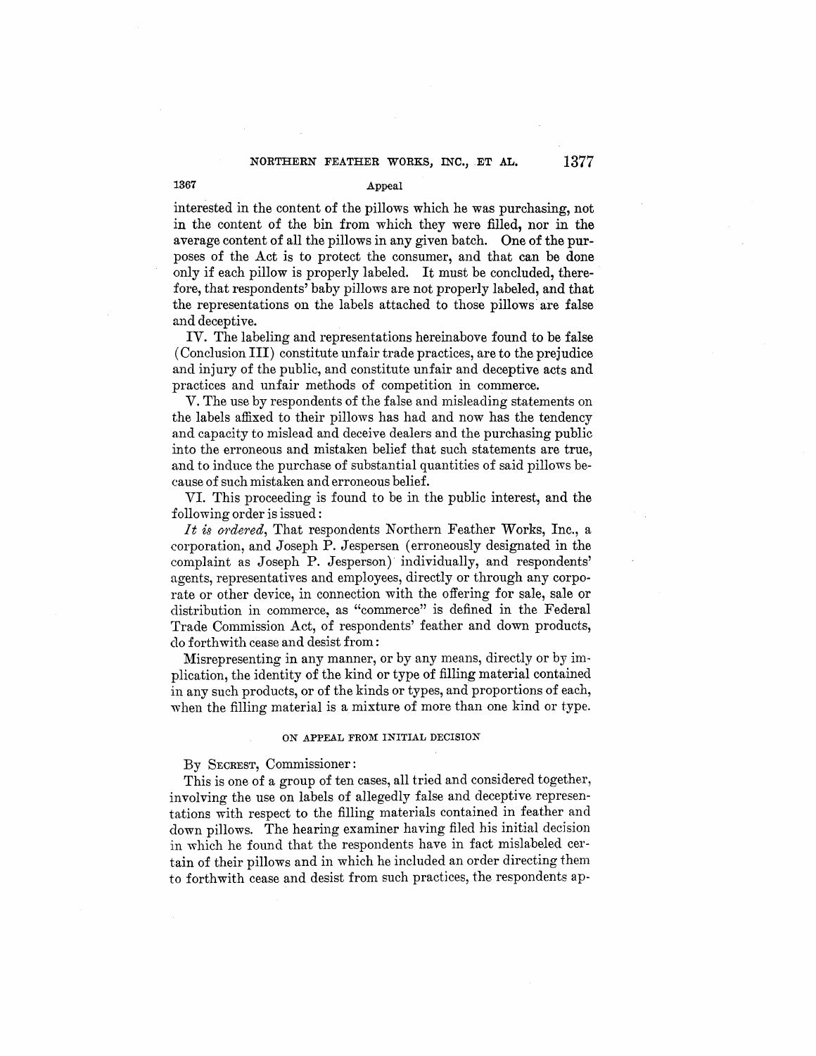interested in the content of the pillows which he was purchasing, not in the content of the bin from which they were filled, nor in the average content of all the pillows in any given batch. One of the purposes of the Act is to protect the consumer, and that can be done only if each pillow is properly labeled. It must be concluded, therefore, that respondents' baby pillows are not properly labeled, and that the representations on the labels attached to those pillows are false and deceptive.

IV. The labeling and representations hereinabove found to be false (Conclusion III) constitute unfair trade practices, are to the prejudice and injury of the public, and constitute unfair and deceptive acts and practices and unfair methods of competition in commerce.

V. The use by respondents of the false and misleading statements on the labels affixed to their pillows has had and now has the tendency and capacity to mislead and deceive dealers and the purchasing public into the erroneous and mistaken belief that such statements are true, and to induce the purchase of substantial quantities of said pillows because of such mistaken and erroneous belief.

VI. This proceeding is found to be in the public interest, and the following order is issued:

*It is ordered*, That respondents Northern Feather Works, Inc., a corporation, and Joseph P. Jespersen (erroneously designated in the complaint as Joseph P. Jesperson) individually, and respondents' agents, representatives and employees, directly or through any corporate or other device, in connection with the offering for sale, sale or distribution in commerce, as "commerce" is defined in the Federal Trade Commission Act, of respondents' feather and down products, do forthwith cease and desist from:

Misrepresenting in any manner, or by any means, directly or by implication, the identity of the kind or type of filling material contained in any such products, or of the kinds or types, and proportions of each, when the filling material is a mixture of more than one kind or type.

## ON APPEAL FROM INITIAL DECISION

By SECREST, Commissioner:

This is one of a group of ten cases, all tried and considered together, involving the use on labels of allegedly false and deceptive representations with respect to the filling materials contained in feather and down pillows. The hearing examiner having filed his initial decision in which he found that the respondents have in fact mislabeled certain of their pillows and in which he included an order directing them to forthwith cease and desist from such practices, the respondents ap-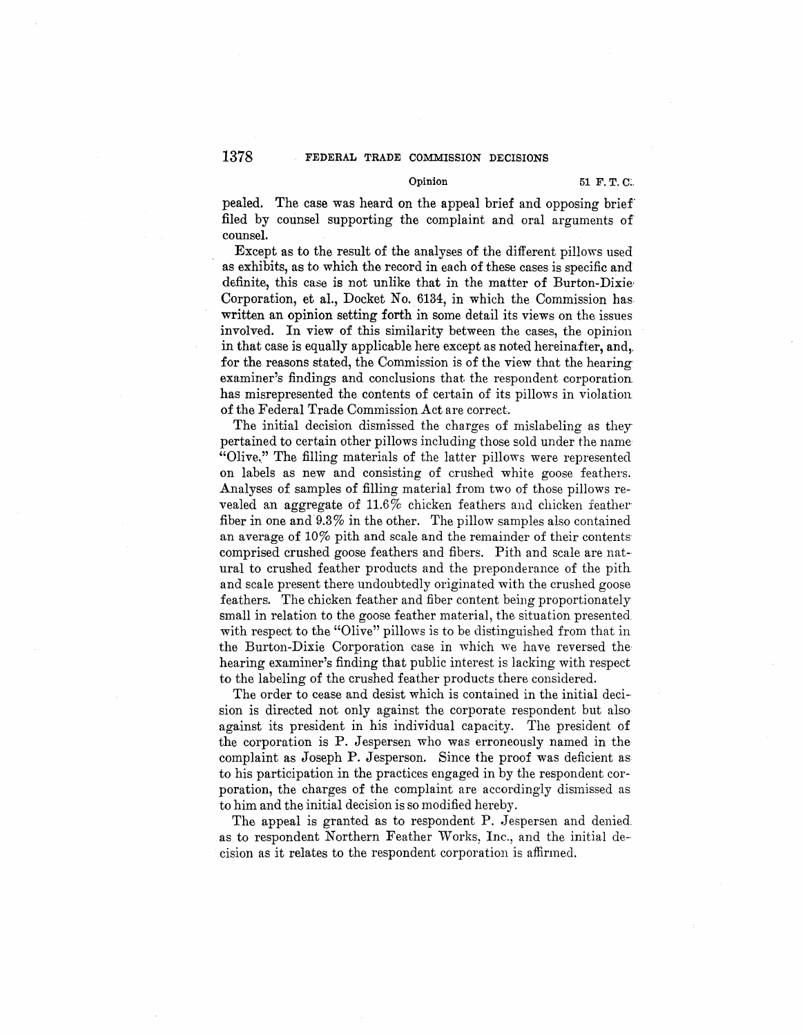pealed. The case was heard on the appeal brief and opposing brief filed by counsel supporting the complaint and oral arguments of counsel.

Except as to the result of the analyses of the different pillows used as exhibits, as to which the record in each of these cases is specific and definite, this case is not unlike that in the matter of Burton-Dixie Corporation, et al., Docket No. 6134, in which the Commission has written an opinion setting forth in some detail its views on the issues involved. In view of this similarity between the cases, the opinion in that case is equally applicable here except as noted hereinafter, and, for the reasons stated, the Commission is of the view that the hearing examiner's findings and conclusions that the respondent corporation has misrepresented the contents of certain of its pillows in violation of the Federal Trade Commission Act are correct.

The initial decision dismissed the charges of mislabeling as they pertained to certain other pillows including those sold under the name "Olive." The filling materials of the latter pillows were represented on labels as new and consisting of crushed white goose feathers. Analyses of samples of filling material from two of those pillows revealed an aggregate of 11.6% chicken feathers and chicken feather fiber in one and 9.3% in the other. The pillow samples also contained an average of 10% pith and scale and the remainder of their contents comprised crushed goose feathers and fibers. Pith and scale are natural to crushed feather products and the preponderance of the pith and scale present there undoubtedly originated with the crushed goose feathers. The chicken feather and fiber content being proportionately small in relation to the goose feather material, the situation presented with respect to the "Olive" pillows is to be distinguished from that in the Burton-Dixie Corporation case in which we have reversed the hearing examiner's finding that public interest is lacking with respect to the labeling of the crushed feather products there considered.

The order to cease and desist which is contained in the initial decision is directed not only against the corporate respondent but also against its president in his individual capacity. The president of the corporation is P. Jespersen who was erroneously named in the complaint as Joseph P. Jesperson. Since the proof was deficient as to his participation in the practices engaged in by the respondent corporation, the charges of the complaint are accordingly dismissed as to him and the initial decision is so modified hereby.

The appeal is granted as to respondent P. Jespersen and denied as to respondent Northern Feather Works, Inc., and the initial decision as it relates to the respondent corporation is affirmed.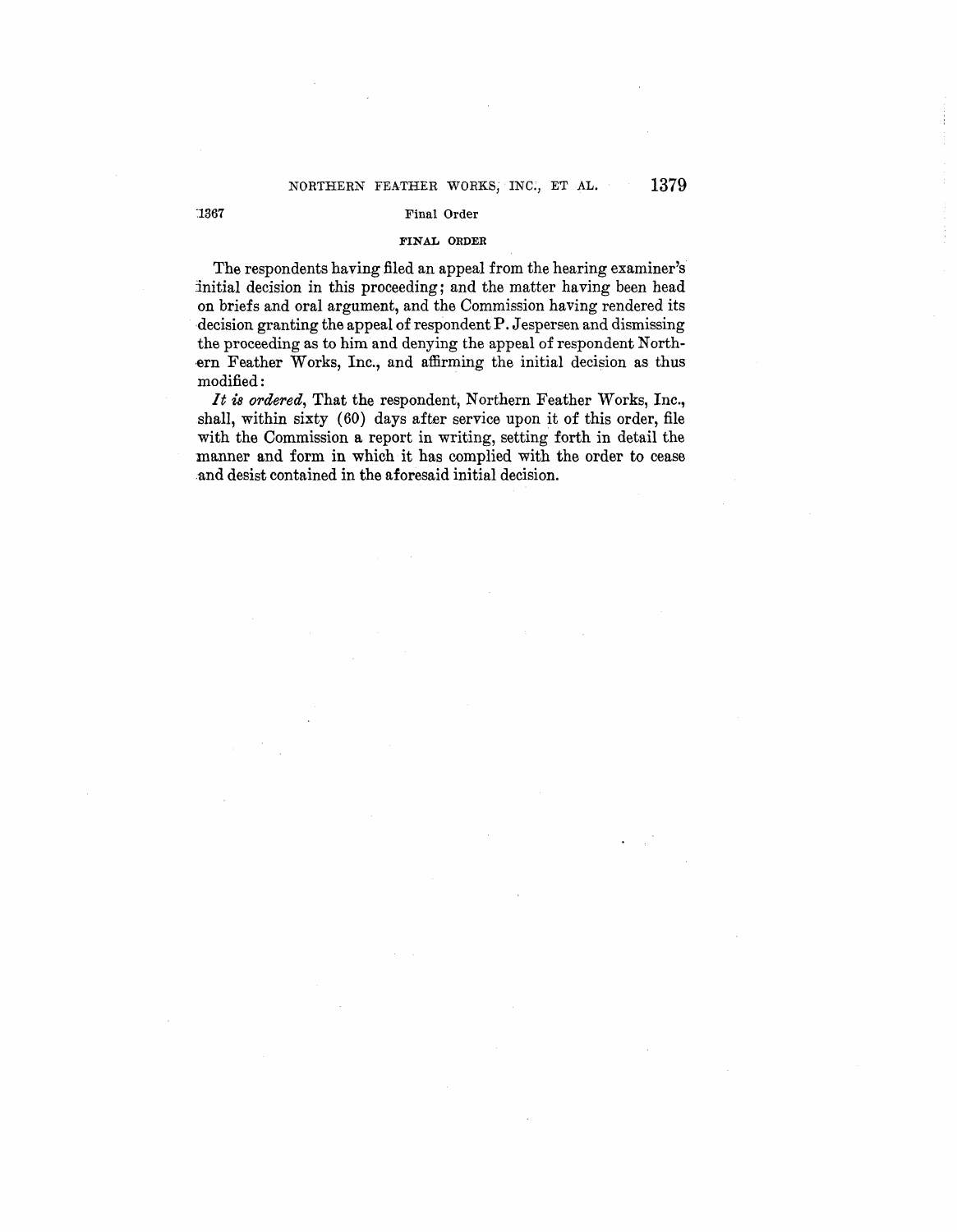## FINAL ORDER

The respondents having filed an appeal from the hearing examiner's initial decision in this proceeding; and the matter having been head on briefs and oral argument, and the Commission having rendered its decision granting the appeal of respondent P. Jespersen and dismissing the proceeding as to him and denying the appeal of respondent Northern Feather Works, Inc., and affirming the initial decision as thus modified:

*It is ordered*, That the respondent, Northern Feather Works, Inc., shall, within sixty (60) days after service upon it of this order, file with the Commission a report in writing, setting forth in detail the manner and form in which it has complied with the order to cease and desist contained in the aforesaid initial decision.